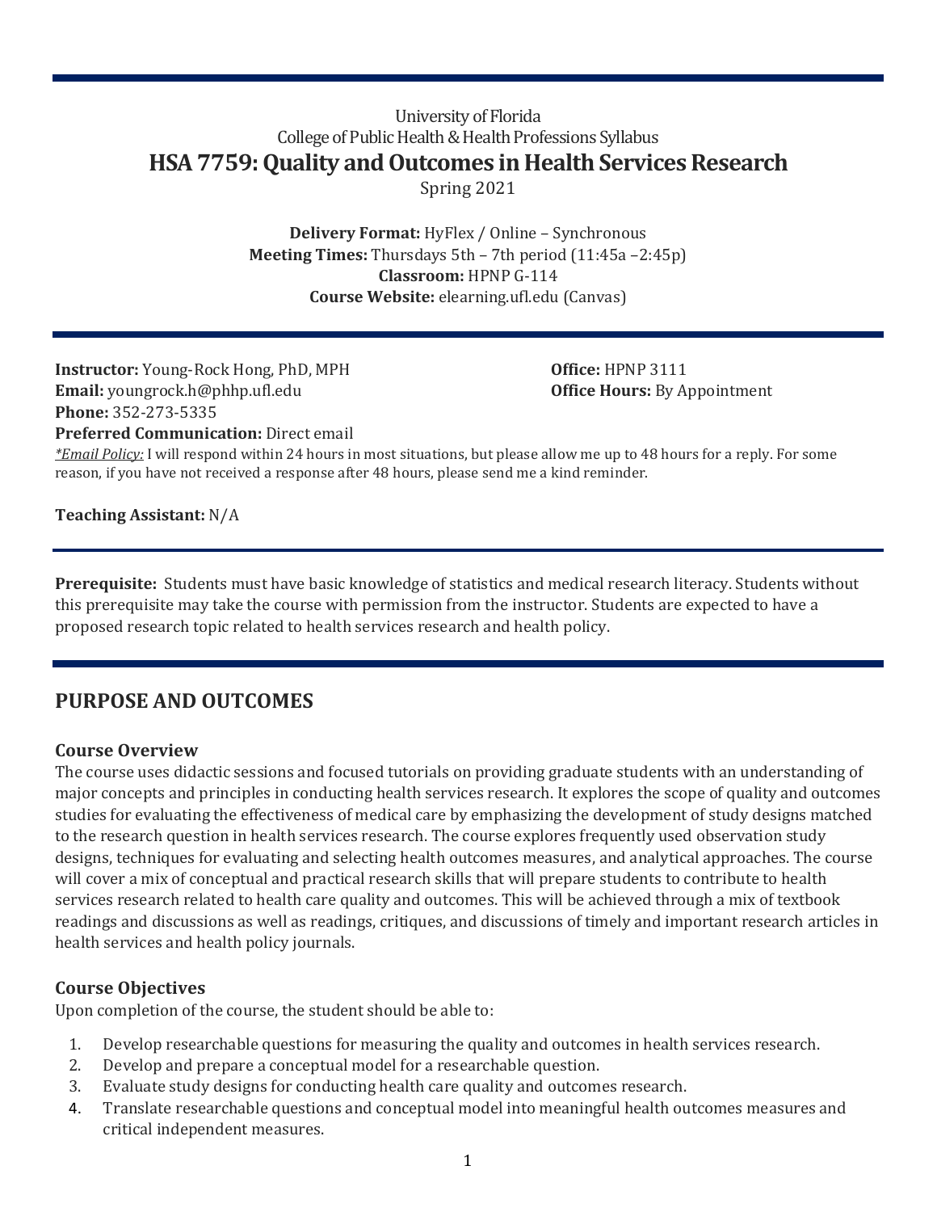University of Florida
College of Public Health & Health Professions Syllabus

# HSA 7759: Quality and Outcomes in Health Services Research

Spring 2021

**Delivery Format:** HyFlex / Online – Synchronous
**Meeting Times:** Thursdays 5th – 7th period (11:45a –2:45p)
**Classroom:** HPNP G-114
**Course Website:** elearning.ufl.edu (Canvas)

**Instructor:** Young-Rock Hong, PhD, MPH
**Email:** youngrock.h@phhp.ufl.edu
**Phone:** 352-273-5335
**Preferred Communication:** Direct email

**Office:** HPNP 3111
**Office Hours:** By Appointment

*Email Policy:* I will respond within 24 hours in most situations, but please allow me up to 48 hours for a reply. For some reason, if you have not received a response after 48 hours, please send me a kind reminder.

**Teaching Assistant:** N/A

**Prerequisite:** Students must have basic knowledge of statistics and medical research literacy. Students without this prerequisite may take the course with permission from the instructor. Students are expected to have a proposed research topic related to health services research and health policy.

## PURPOSE AND OUTCOMES

### Course Overview

The course uses didactic sessions and focused tutorials on providing graduate students with an understanding of major concepts and principles in conducting health services research. It explores the scope of quality and outcomes studies for evaluating the effectiveness of medical care by emphasizing the development of study designs matched to the research question in health services research. The course explores frequently used observation study designs, techniques for evaluating and selecting health outcomes measures, and analytical approaches. The course will cover a mix of conceptual and practical research skills that will prepare students to contribute to health services research related to health care quality and outcomes. This will be achieved through a mix of textbook readings and discussions as well as readings, critiques, and discussions of timely and important research articles in health services and health policy journals.

### Course Objectives

Upon completion of the course, the student should be able to:

1. Develop researchable questions for measuring the quality and outcomes in health services research.
2. Develop and prepare a conceptual model for a researchable question.
3. Evaluate study designs for conducting health care quality and outcomes research.
4. Translate researchable questions and conceptual model into meaningful health outcomes measures and critical independent measures.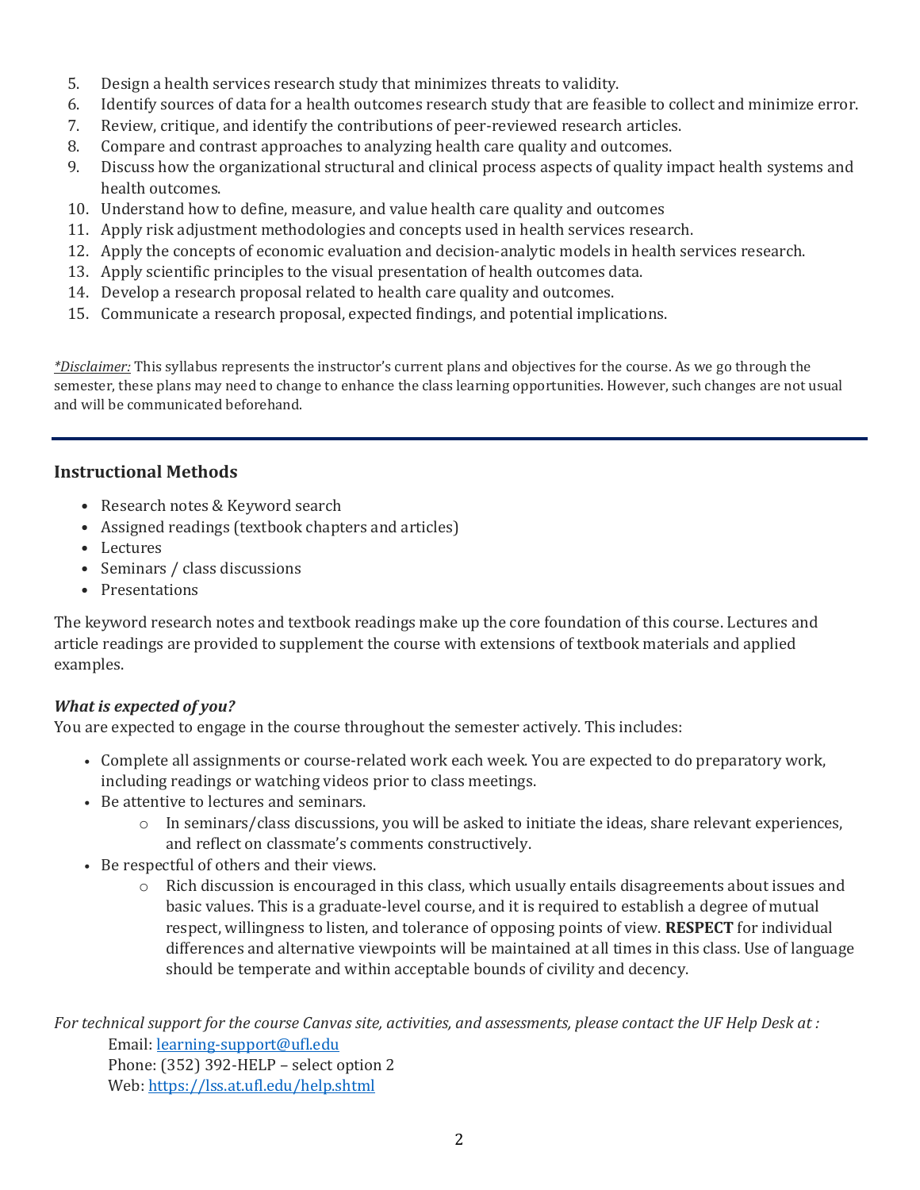5. Design a health services research study that minimizes threats to validity.
6. Identify sources of data for a health outcomes research study that are feasible to collect and minimize error.
7. Review, critique, and identify the contributions of peer-reviewed research articles.
8. Compare and contrast approaches to analyzing health care quality and outcomes.
9. Discuss how the organizational structural and clinical process aspects of quality impact health systems and health outcomes.
10. Understand how to define, measure, and value health care quality and outcomes
11. Apply risk adjustment methodologies and concepts used in health services research.
12. Apply the concepts of economic evaluation and decision-analytic models in health services research.
13. Apply scientific principles to the visual presentation of health outcomes data.
14. Develop a research proposal related to health care quality and outcomes.
15. Communicate a research proposal, expected findings, and potential implications.

*Disclaimer:* This syllabus represents the instructor's current plans and objectives for the course. As we go through the semester, these plans may need to change to enhance the class learning opportunities. However, such changes are not usual and will be communicated beforehand.

---

### Instructional Methods

- Research notes & Keyword search
- Assigned readings (textbook chapters and articles)
- Lectures
- Seminars / class discussions
- Presentations

The keyword research notes and textbook readings make up the core foundation of this course. Lectures and article readings are provided to supplement the course with extensions of textbook materials and applied examples.

#### *What is expected of you?*

You are expected to engage in the course throughout the semester actively. This includes:

- Complete all assignments or course-related work each week. You are expected to do preparatory work, including readings or watching videos prior to class meetings.
- Be attentive to lectures and seminars.
  - In seminars/class discussions, you will be asked to initiate the ideas, share relevant experiences, and reflect on classmate's comments constructively.
- Be respectful of others and their views.
  - Rich discussion is encouraged in this class, which usually entails disagreements about issues and basic values. This is a graduate-level course, and it is required to establish a degree of mutual respect, willingness to listen, and tolerance of opposing points of view. **RESPECT** for individual differences and alternative viewpoints will be maintained at all times in this class. Use of language should be temperate and within acceptable bounds of civility and decency.

*For technical support for the course Canvas site, activities, and assessments, please contact the UF Help Desk at :*

Email: learning-support@ufl.edu
Phone: (352) 392-HELP – select option 2
Web: https://lss.at.ufl.edu/help.shtml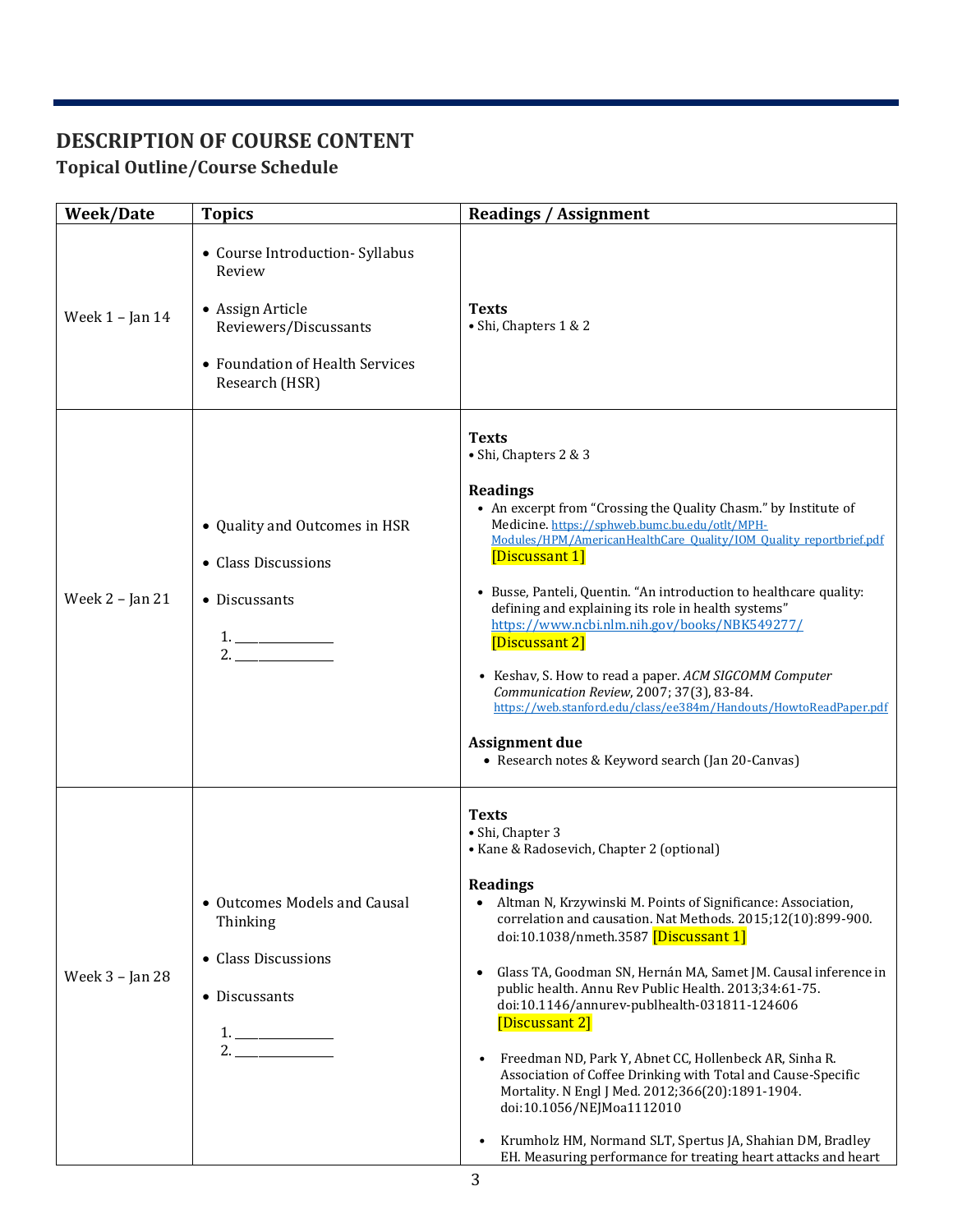# DESCRIPTION OF COURSE CONTENT

## Topical Outline/Course Schedule

| Week/Date | Topics | Readings / Assignment |
|---|---|---|
| Week 1 – Jan 14 | • Course Introduction- Syllabus Review<br>• Assign Article Reviewers/Discussants<br>• Foundation of Health Services Research (HSR) | **Texts**<br>• Shi, Chapters 1 & 2 |
| Week 2 – Jan 21 | • Quality and Outcomes in HSR<br>• Class Discussions<br>• Discussants<br>1. ______________<br>2. ______________ | **Texts**<br>• Shi, Chapters 2 & 3<br>**Readings**<br>• An excerpt from "Crossing the Quality Chasm." by Institute of Medicine. https://sphweb.bumc.bu.edu/otlt/MPH-Modules/HPM/AmericanHealthCare_Quality/IOM_Quality_reportbrief.pdf [Discussant 1]<br>• Busse, Panteli, Quentin. "An introduction to healthcare quality: defining and explaining its role in health systems" https://www.ncbi.nlm.nih.gov/books/NBK549277/ [Discussant 2]<br>• Keshav, S. How to read a paper. *ACM SIGCOMM Computer Communication Review*, 2007; 37(3), 83-84. https://web.stanford.edu/class/ee384m/Handouts/HowtoReadPaper.pdf<br>**Assignment due**<br>• Research notes & Keyword search (Jan 20-Canvas) |
| Week 3 – Jan 28 | • Outcomes Models and Causal Thinking<br>• Class Discussions<br>• Discussants<br>1. ______________<br>2. ______________ | **Texts**<br>• Shi, Chapter 3<br>• Kane & Radosevich, Chapter 2 (optional)<br>**Readings**<br>• Altman N, Krzywinski M. Points of Significance: Association, correlation and causation. Nat Methods. 2015;12(10):899-900. doi:10.1038/nmeth.3587 [Discussant 1]<br>• Glass TA, Goodman SN, Hernán MA, Samet JM. Causal inference in public health. Annu Rev Public Health. 2013;34:61-75. doi:10.1146/annurev-publhealth-031811-124606 [Discussant 2]<br>• Freedman ND, Park Y, Abnet CC, Hollenbeck AR, Sinha R. Association of Coffee Drinking with Total and Cause-Specific Mortality. N Engl J Med. 2012;366(20):1891-1904. doi:10.1056/NEJMoa1112010<br>• Krumholz HM, Normand SLT, Spertus JA, Shahian DM, Bradley EH. Measuring performance for treating heart attacks and heart |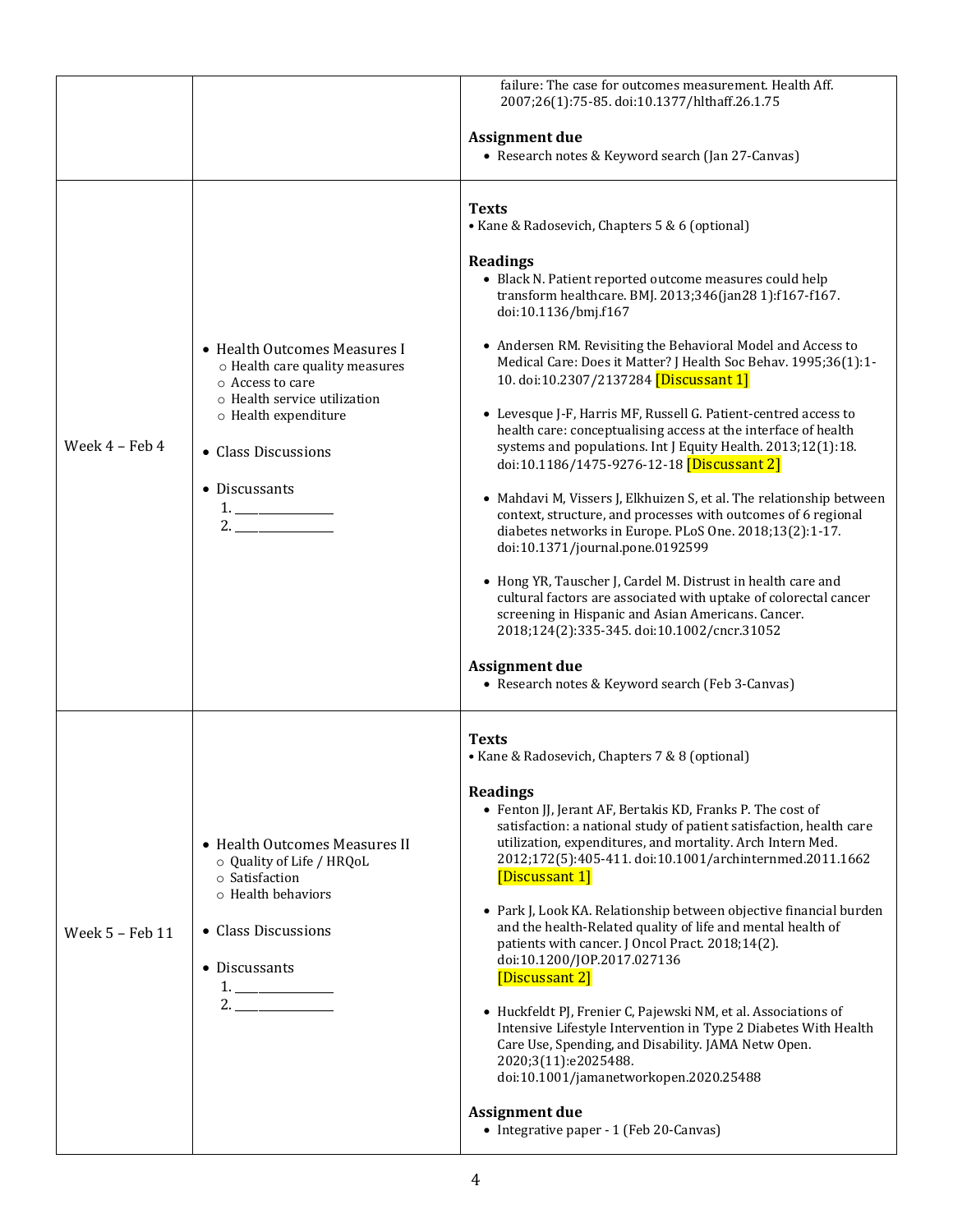| | | |
|---|---|---|
| | | failure: The case for outcomes measurement. Health Aff. 2007;26(1):75-85. doi:10.1377/hlthaff.26.1.75<br><br>**Assignment due**<br>• Research notes & Keyword search (Jan 27-Canvas) |
| Week 4 – Feb 4 | • Health Outcomes Measures I<br>○ Health care quality measures<br>○ Access to care<br>○ Health service utilization<br>○ Health expenditure<br><br>• Class Discussions<br><br>• Discussants<br>1. _______________<br>2. _______________ | **Texts**<br>• Kane & Radosevich, Chapters 5 & 6 (optional)<br><br>**Readings**<br>• Black N. Patient reported outcome measures could help transform healthcare. BMJ. 2013;346(jan28 1):f167-f167. doi:10.1136/bmj.f167<br><br>• Andersen RM. Revisiting the Behavioral Model and Access to Medical Care: Does it Matter? J Health Soc Behav. 1995;36(1):1-10. doi:10.2307/2137284 [Discussant 1]<br><br>• Levesque J-F, Harris MF, Russell G. Patient-centred access to health care: conceptualising access at the interface of health systems and populations. Int J Equity Health. 2013;12(1):18. doi:10.1186/1475-9276-12-18 [Discussant 2]<br><br>• Mahdavi M, Vissers J, Elkhuizen S, et al. The relationship between context, structure, and processes with outcomes of 6 regional diabetes networks in Europe. PLoS One. 2018;13(2):1-17. doi:10.1371/journal.pone.0192599<br><br>• Hong YR, Tauscher J, Cardel M. Distrust in health care and cultural factors are associated with uptake of colorectal cancer screening in Hispanic and Asian Americans. Cancer. 2018;124(2):335-345. doi:10.1002/cncr.31052<br><br>**Assignment due**<br>• Research notes & Keyword search (Feb 3-Canvas) |
| Week 5 – Feb 11 | • Health Outcomes Measures II<br>○ Quality of Life / HRQoL<br>○ Satisfaction<br>○ Health behaviors<br><br>• Class Discussions<br><br>• Discussants<br>1. _______________<br>2. _______________ | **Texts**<br>• Kane & Radosevich, Chapters 7 & 8 (optional)<br><br>**Readings**<br>• Fenton JJ, Jerant AF, Bertakis KD, Franks P. The cost of satisfaction: a national study of patient satisfaction, health care utilization, expenditures, and mortality. Arch Intern Med. 2012;172(5):405-411. doi:10.1001/archinternmed.2011.1662 [Discussant 1]<br><br>• Park J, Look KA. Relationship between objective financial burden and the health-Related quality of life and mental health of patients with cancer. J Oncol Pract. 2018;14(2). doi:10.1200/JOP.2017.027136 [Discussant 2]<br><br>• Huckfeldt PJ, Frenier C, Pajewski NM, et al. Associations of Intensive Lifestyle Intervention in Type 2 Diabetes With Health Care Use, Spending, and Disability. JAMA Netw Open. 2020;3(11):e2025488. doi:10.1001/jamanetworkopen.2020.25488<br><br>**Assignment due**<br>• Integrative paper - 1 (Feb 20-Canvas) |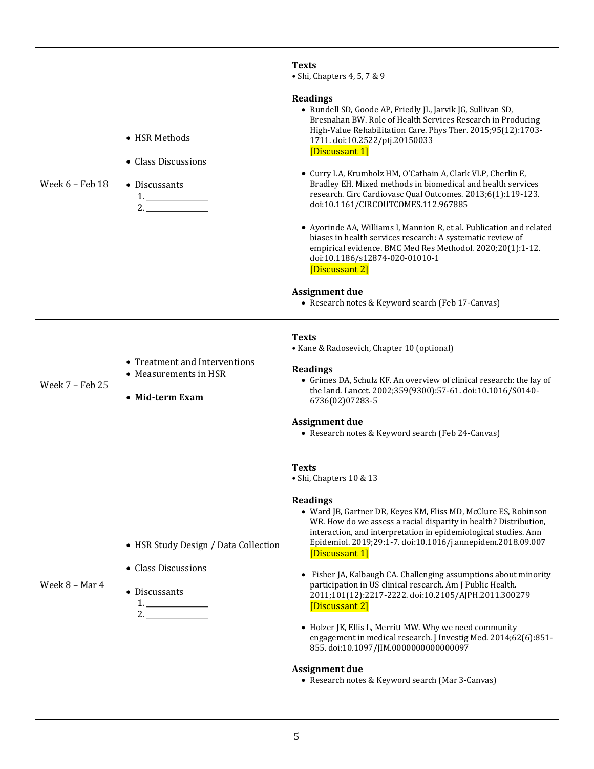| | | |
|---|---|---|
| Week 6 – Feb 18 | • HSR Methods<br><br>• Class Discussions<br><br>• Discussants<br>1. ______________<br>2. ______________ | **Texts**<br>• Shi, Chapters 4, 5, 7 & 9<br><br>**Readings**<br>• Rundell SD, Goode AP, Friedly JL, Jarvik JG, Sullivan SD, Bresnahan BW. Role of Health Services Research in Producing High-Value Rehabilitation Care. Phys Ther. 2015;95(12):1703-1711. doi:10.2522/ptj.20150033 [Discussant 1]<br><br>• Curry LA, Krumholz HM, O'Cathain A, Clark VLP, Cherlin E, Bradley EH. Mixed methods in biomedical and health services research. Circ Cardiovasc Qual Outcomes. 2013;6(1):119-123. doi:10.1161/CIRCOUTCOMES.112.967885<br><br>• Ayorinde AA, Williams I, Mannion R, et al. Publication and related biases in health services research: A systematic review of empirical evidence. BMC Med Res Methodol. 2020;20(1):1-12. doi:10.1186/s12874-020-01010-1 [Discussant 2]<br><br>**Assignment due**<br>• Research notes & Keyword search (Feb 17-Canvas) |
| Week 7 – Feb 25 | • Treatment and Interventions<br>• Measurements in HSR<br><br>• **Mid-term Exam** | **Texts**<br>• Kane & Radosevich, Chapter 10 (optional)<br><br>**Readings**<br>• Grimes DA, Schulz KF. An overview of clinical research: the lay of the land. Lancet. 2002;359(9300):57-61. doi:10.1016/S0140-6736(02)07283-5<br><br>**Assignment due**<br>• Research notes & Keyword search (Feb 24-Canvas) |
| Week 8 – Mar 4 | • HSR Study Design / Data Collection<br><br>• Class Discussions<br><br>• Discussants<br>1. ______________<br>2. ______________ | **Texts**<br>• Shi, Chapters 10 & 13<br><br>**Readings**<br>• Ward JB, Gartner DR, Keyes KM, Fliss MD, McClure ES, Robinson WR. How do we assess a racial disparity in health? Distribution, interaction, and interpretation in epidemiological studies. Ann Epidemiol. 2019;29:1-7. doi:10.1016/j.annepidem.2018.09.007 [Discussant 1]<br><br>• Fisher JA, Kalbaugh CA. Challenging assumptions about minority participation in US clinical research. Am J Public Health. 2011;101(12):2217-2222. doi:10.2105/AJPH.2011.300279 [Discussant 2]<br><br>• Holzer JK, Ellis L, Merritt MW. Why we need community engagement in medical research. J Investig Med. 2014;62(6):851-855. doi:10.1097/JIM.0000000000000097<br><br>**Assignment due**<br>• Research notes & Keyword search (Mar 3-Canvas) |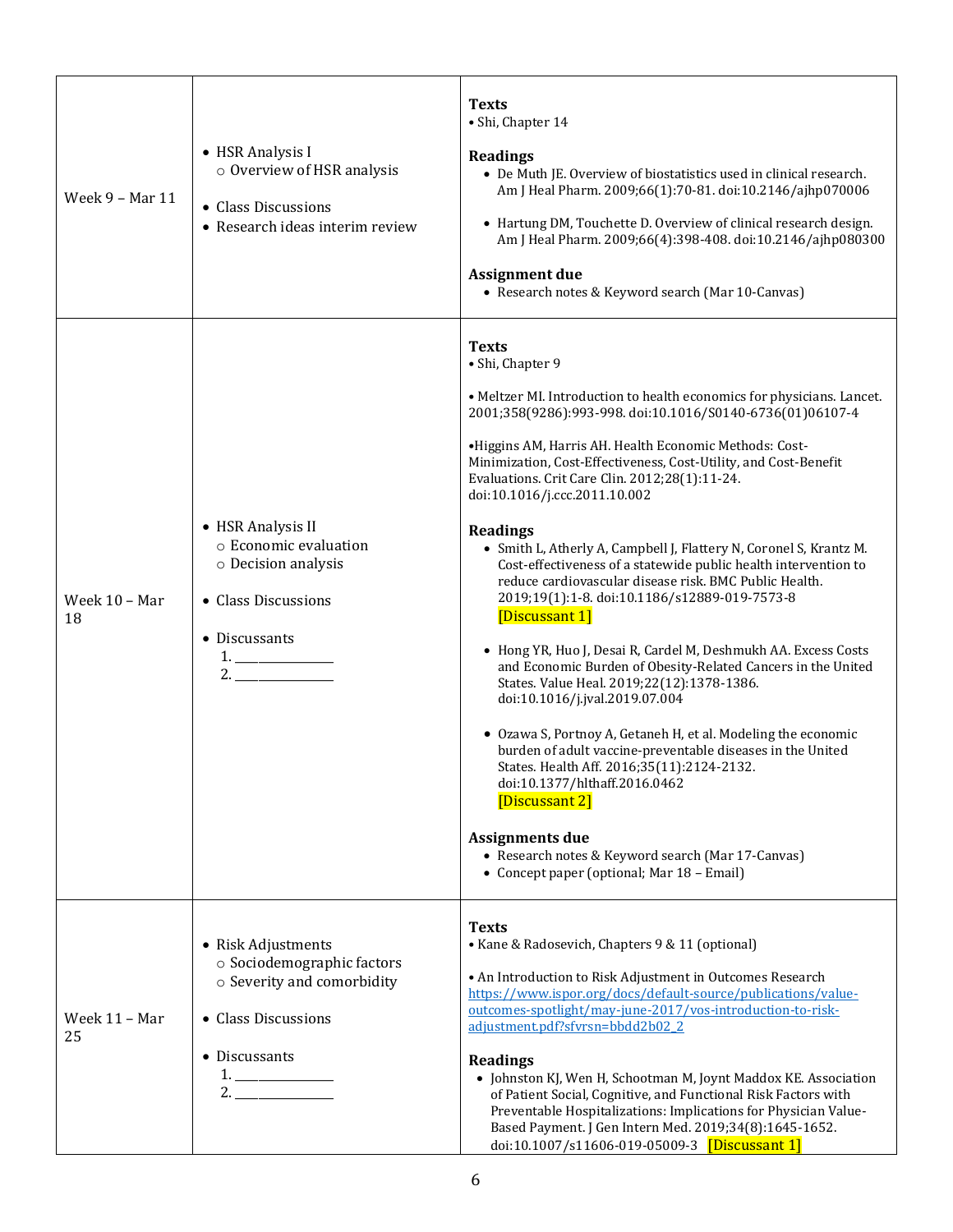| | | |
|---|---|---|
| Week 9 – Mar 11 | • HSR Analysis I<br>○ Overview of HSR analysis<br><br>• Class Discussions<br>• Research ideas interim review | **Texts**<br>• Shi, Chapter 14<br><br>**Readings**<br>• De Muth JE. Overview of biostatistics used in clinical research. Am J Heal Pharm. 2009;66(1):70-81. doi:10.2146/ajhp070006<br><br>• Hartung DM, Touchette D. Overview of clinical research design. Am J Heal Pharm. 2009;66(4):398-408. doi:10.2146/ajhp080300<br><br>**Assignment due**<br>• Research notes & Keyword search (Mar 10-Canvas) |
| Week 10 – Mar 18 | • HSR Analysis II<br>○ Economic evaluation<br>○ Decision analysis<br><br>• Class Discussions<br><br>• Discussants<br>1. ______________<br>2. ______________ | **Texts**<br>• Shi, Chapter 9<br><br>• Meltzer MI. Introduction to health economics for physicians. Lancet. 2001;358(9286):993-998. doi:10.1016/S0140-6736(01)06107-4<br><br>•Higgins AM, Harris AH. Health Economic Methods: Cost-Minimization, Cost-Effectiveness, Cost-Utility, and Cost-Benefit Evaluations. Crit Care Clin. 2012;28(1):11-24. doi:10.1016/j.ccc.2011.10.002<br><br>**Readings**<br>• Smith L, Atherly A, Campbell J, Flattery N, Coronel S, Krantz M. Cost-effectiveness of a statewide public health intervention to reduce cardiovascular disease risk. BMC Public Health. 2019;19(1):1-8. doi:10.1186/s12889-019-7573-8 [Discussant 1]<br><br>• Hong YR, Huo J, Desai R, Cardel M, Deshmukh AA. Excess Costs and Economic Burden of Obesity-Related Cancers in the United States. Value Heal. 2019;22(12):1378-1386. doi:10.1016/j.jval.2019.07.004<br><br>• Ozawa S, Portnoy A, Getaneh H, et al. Modeling the economic burden of adult vaccine-preventable diseases in the United States. Health Aff. 2016;35(11):2124-2132. doi:10.1377/hlthaff.2016.0462 [Discussant 2]<br><br>**Assignments due**<br>• Research notes & Keyword search (Mar 17-Canvas)<br>• Concept paper (optional; Mar 18 – Email) |
| Week 11 – Mar 25 | • Risk Adjustments<br>○ Sociodemographic factors<br>○ Severity and comorbidity<br><br>• Class Discussions<br><br>• Discussants<br>1. ______________<br>2. ______________ | **Texts**<br>• Kane & Radosevich, Chapters 9 & 11 (optional)<br><br>• An Introduction to Risk Adjustment in Outcomes Research https://www.ispor.org/docs/default-source/publications/value-outcomes-spotlight/may-june-2017/vos-introduction-to-risk-adjustment.pdf?sfvrsn=bbdd2b02_2<br><br>**Readings**<br>• Johnston KJ, Wen H, Schootman M, Joynt Maddox KE. Association of Patient Social, Cognitive, and Functional Risk Factors with Preventable Hospitalizations: Implications for Physician Value-Based Payment. J Gen Intern Med. 2019;34(8):1645-1652. doi:10.1007/s11606-019-05009-3 [Discussant 1] |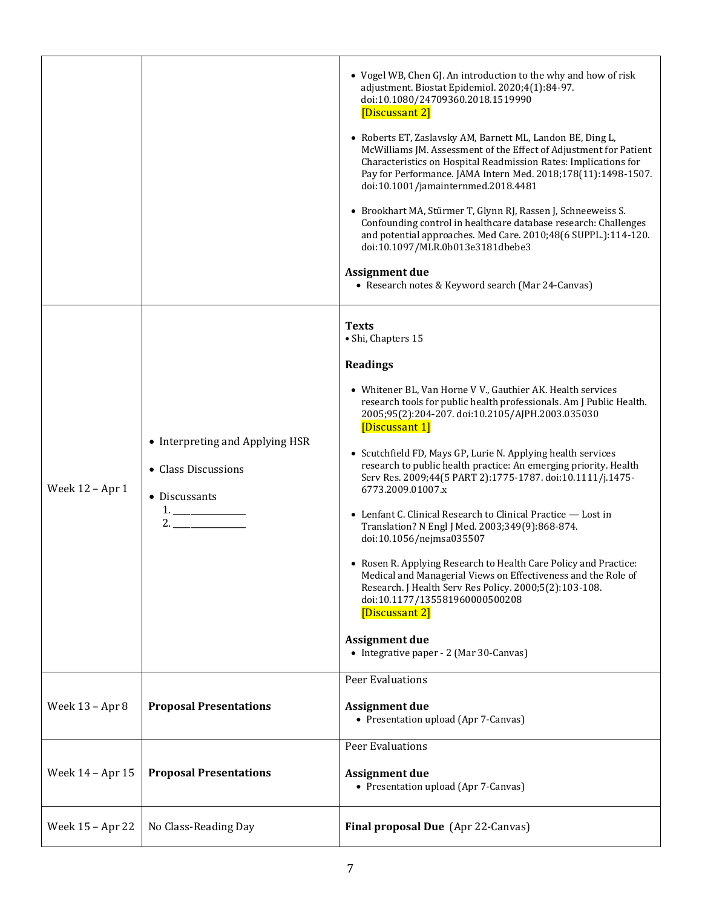| | | |
|---|---|---|
| | | • Vogel WB, Chen GJ. An introduction to the why and how of risk adjustment. Biostat Epidemiol. 2020;4(1):84-97. doi:10.1080/24709360.2018.1519990 [Discussant 2]<br><br>• Roberts ET, Zaslavsky AM, Barnett ML, Landon BE, Ding L, McWilliams JM. Assessment of the Effect of Adjustment for Patient Characteristics on Hospital Readmission Rates: Implications for Pay for Performance. JAMA Intern Med. 2018;178(11):1498-1507. doi:10.1001/jamainternmed.2018.4481<br><br>• Brookhart MA, Stürmer T, Glynn RJ, Rassen J, Schneeweiss S. Confounding control in healthcare database research: Challenges and potential approaches. Med Care. 2010;48(6 SUPPL.):114-120. doi:10.1097/MLR.0b013e3181dbebe3<br><br>**Assignment due**<br>• Research notes & Keyword search (Mar 24-Canvas) |
| Week 12 – Apr 1 | • Interpreting and Applying HSR<br><br>• Class Discussions<br><br>• Discussants<br>1. _______________<br>2. _______________ | **Texts**<br>• Shi, Chapters 15<br><br>**Readings**<br><br>• Whitener BL, Van Horne V V., Gauthier AK. Health services research tools for public health professionals. Am J Public Health. 2005;95(2):204-207. doi:10.2105/AJPH.2003.035030 [Discussant 1]<br><br>• Scutchfield FD, Mays GP, Lurie N. Applying health services research to public health practice: An emerging priority. Health Serv Res. 2009;44(5 PART 2):1775-1787. doi:10.1111/j.1475-6773.2009.01007.x<br><br>• Lenfant C. Clinical Research to Clinical Practice — Lost in Translation? N Engl J Med. 2003;349(9):868-874. doi:10.1056/nejmsa035507<br><br>• Rosen R. Applying Research to Health Care Policy and Practice: Medical and Managerial Views on Effectiveness and the Role of Research. J Health Serv Res Policy. 2000;5(2):103-108. doi:10.1177/135581960000500208 [Discussant 2]<br><br>**Assignment due**<br>• Integrative paper - 2 (Mar 30-Canvas) |
| Week 13 – Apr 8 | **Proposal Presentations** | Peer Evaluations<br><br>**Assignment due**<br>• Presentation upload (Apr 7-Canvas) |
| Week 14 – Apr 15 | **Proposal Presentations** | Peer Evaluations<br><br>**Assignment due**<br>• Presentation upload (Apr 7-Canvas) |
| Week 15 – Apr 22 | No Class-Reading Day | **Final proposal Due** (Apr 22-Canvas) |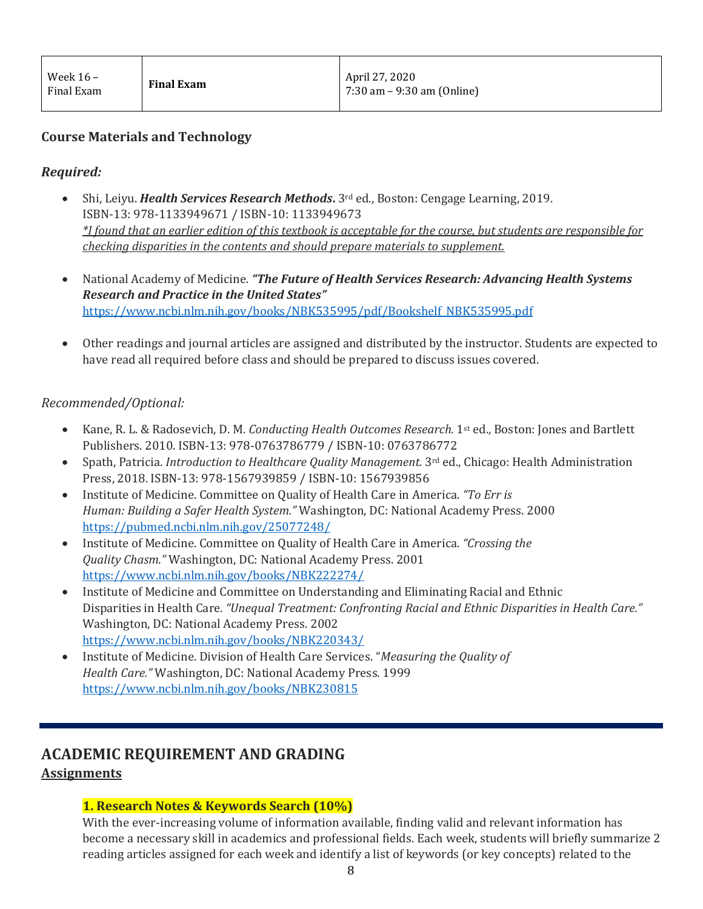| Week 16 – Final Exam | **Final Exam** | April 27, 2020<br>7:30 am – 9:30 am (Online) |
|---|---|---|

### Course Materials and Technology

#### *Required:*

- Shi, Leiyu. ***Health Services Research Methods***. 3rd ed., Boston: Cengage Learning, 2019. ISBN-13: 978-1133949671 / ISBN-10: 1133949673
  <u>*\*I found that an earlier edition of this textbook is acceptable for the course, but students are responsible for checking disparities in the contents and should prepare materials to supplement.*</u>

- National Academy of Medicine. ***"The Future of Health Services Research: Advancing Health Systems Research and Practice in the United States"***
  https://www.ncbi.nlm.nih.gov/books/NBK535995/pdf/Bookshelf_NBK535995.pdf

- Other readings and journal articles are assigned and distributed by the instructor. Students are expected to have read all required before class and should be prepared to discuss issues covered.

*Recommended/Optional:*

- Kane, R. L. & Radosevich, D. M. *Conducting Health Outcomes Research.* 1st ed., Boston: Jones and Bartlett Publishers. 2010. ISBN-13: 978-0763786779 / ISBN-10: 0763786772
- Spath, Patricia. *Introduction to Healthcare Quality Management.* 3rd ed., Chicago: Health Administration Press, 2018. ISBN-13: 978-1567939859 / ISBN-10: 1567939856
- Institute of Medicine. Committee on Quality of Health Care in America. *"To Err is Human: Building a Safer Health System."* Washington, DC: National Academy Press. 2000 https://pubmed.ncbi.nlm.nih.gov/25077248/
- Institute of Medicine. Committee on Quality of Health Care in America. *"Crossing the Quality Chasm."* Washington, DC: National Academy Press. 2001 https://www.ncbi.nlm.nih.gov/books/NBK222274/
- Institute of Medicine and Committee on Understanding and Eliminating Racial and Ethnic Disparities in Health Care. *"Unequal Treatment: Confronting Racial and Ethnic Disparities in Health Care."* Washington, DC: National Academy Press. 2002 https://www.ncbi.nlm.nih.gov/books/NBK220343/
- Institute of Medicine. Division of Health Care Services. "*Measuring the Quality of Health Care."* Washington, DC: National Academy Press. 1999 https://www.ncbi.nlm.nih.gov/books/NBK230815

## ACADEMIC REQUIREMENT AND GRADING

<u>**Assignments**</u>

**1. Research Notes & Keywords Search (10%)**

With the ever-increasing volume of information available, finding valid and relevant information has become a necessary skill in academics and professional fields. Each week, students will briefly summarize 2 reading articles assigned for each week and identify a list of keywords (or key concepts) related to the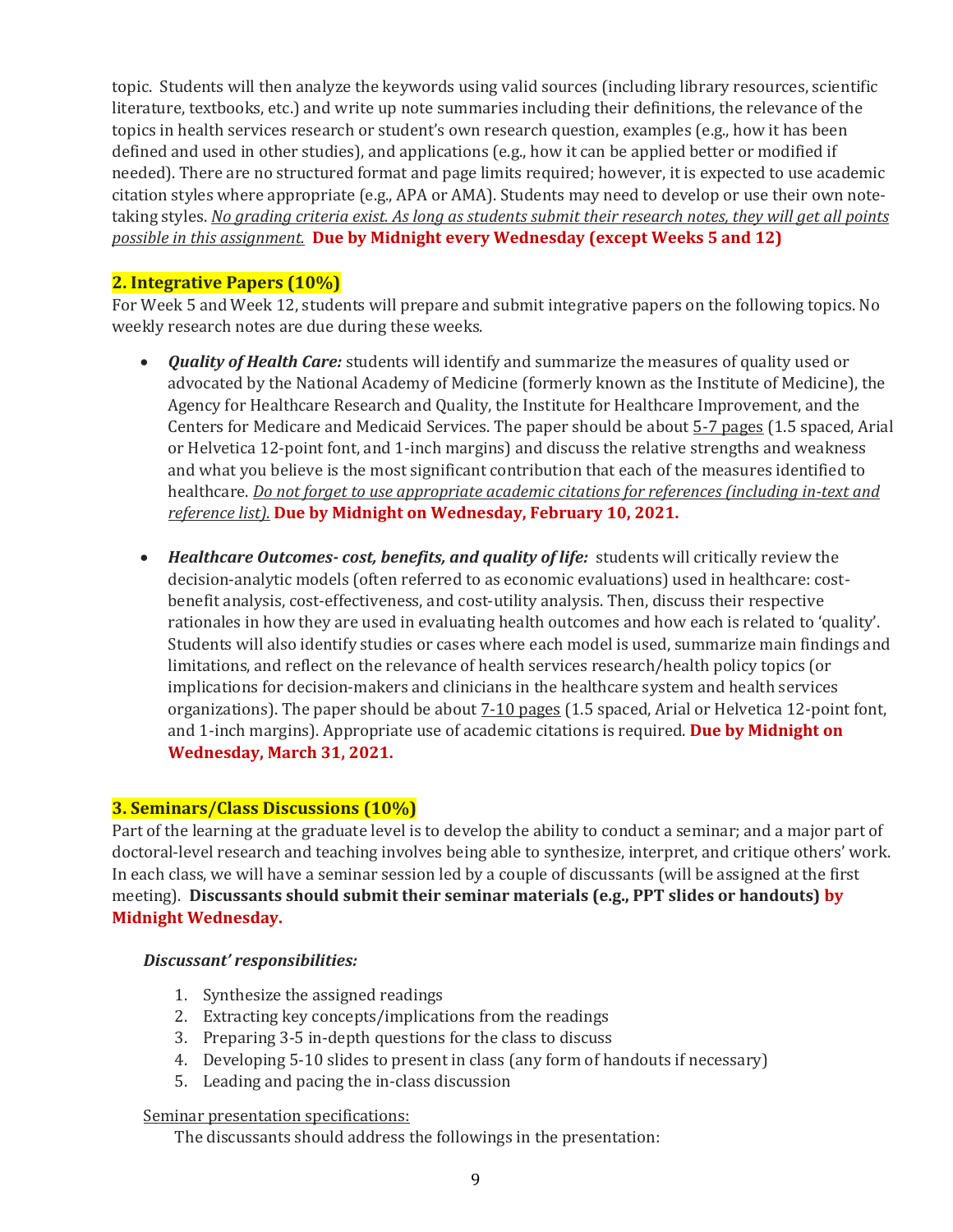topic. Students will then analyze the keywords using valid sources (including library resources, scientific literature, textbooks, etc.) and write up note summaries including their definitions, the relevance of the topics in health services research or student's own research question, examples (e.g., how it has been defined and used in other studies), and applications (e.g., how it can be applied better or modified if needed). There are no structured format and page limits required; however, it is expected to use academic citation styles where appropriate (e.g., APA or AMA). Students may need to develop or use their own note-taking styles. *No grading criteria exist. As long as students submit their research notes, they will get all points possible in this assignment.* **Due by Midnight every Wednesday (except Weeks 5 and 12)**

## 2. Integrative Papers (10%)

For Week 5 and Week 12, students will prepare and submit integrative papers on the following topics. No weekly research notes are due during these weeks.

- ***Quality of Health Care:*** students will identify and summarize the measures of quality used or advocated by the National Academy of Medicine (formerly known as the Institute of Medicine), the Agency for Healthcare Research and Quality, the Institute for Healthcare Improvement, and the Centers for Medicare and Medicaid Services. The paper should be about 5-7 pages (1.5 spaced, Arial or Helvetica 12-point font, and 1-inch margins) and discuss the relative strengths and weakness and what you believe is the most significant contribution that each of the measures identified to healthcare. *Do not forget to use appropriate academic citations for references (including in-text and reference list).* **Due by Midnight on Wednesday, February 10, 2021.**

- ***Healthcare Outcomes- cost, benefits, and quality of life:*** students will critically review the decision-analytic models (often referred to as economic evaluations) used in healthcare: cost-benefit analysis, cost-effectiveness, and cost-utility analysis. Then, discuss their respective rationales in how they are used in evaluating health outcomes and how each is related to 'quality'. Students will also identify studies or cases where each model is used, summarize main findings and limitations, and reflect on the relevance of health services research/health policy topics (or implications for decision-makers and clinicians in the healthcare system and health services organizations). The paper should be about 7-10 pages (1.5 spaced, Arial or Helvetica 12-point font, and 1-inch margins). Appropriate use of academic citations is required. **Due by Midnight on Wednesday, March 31, 2021.**

## 3. Seminars/Class Discussions (10%)

Part of the learning at the graduate level is to develop the ability to conduct a seminar; and a major part of doctoral-level research and teaching involves being able to synthesize, interpret, and critique others' work. In each class, we will have a seminar session led by a couple of discussants (will be assigned at the first meeting). **Discussants should submit their seminar materials (e.g., PPT slides or handouts) by Midnight Wednesday.**

***Discussant' responsibilities:***

1. Synthesize the assigned readings
2. Extracting key concepts/implications from the readings
3. Preparing 3-5 in-depth questions for the class to discuss
4. Developing 5-10 slides to present in class (any form of handouts if necessary)
5. Leading and pacing the in-class discussion

Seminar presentation specifications:

The discussants should address the followings in the presentation: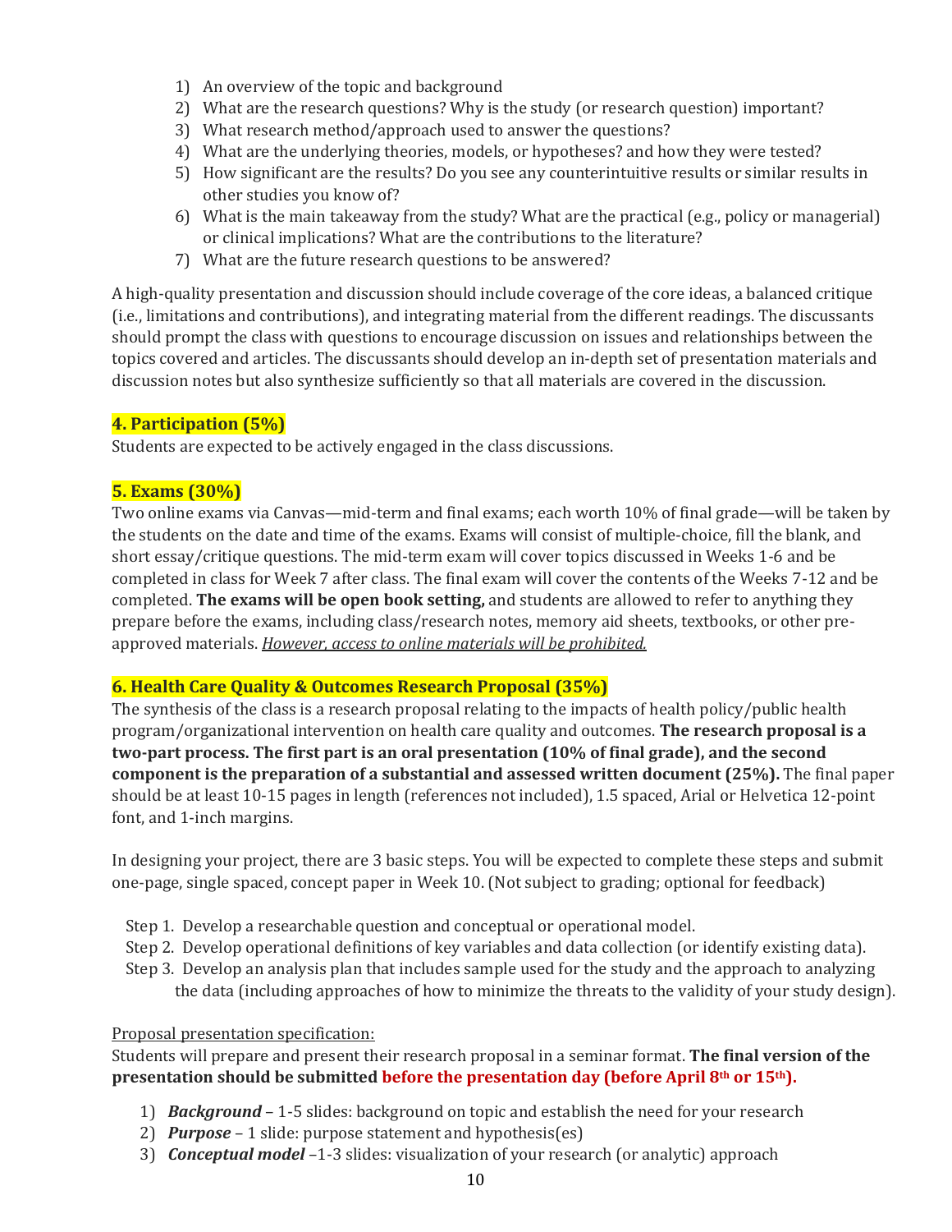1) An overview of the topic and background
2) What are the research questions? Why is the study (or research question) important?
3) What research method/approach used to answer the questions?
4) What are the underlying theories, models, or hypotheses? and how they were tested?
5) How significant are the results? Do you see any counterintuitive results or similar results in other studies you know of?
6) What is the main takeaway from the study? What are the practical (e.g., policy or managerial) or clinical implications? What are the contributions to the literature?
7) What are the future research questions to be answered?

A high-quality presentation and discussion should include coverage of the core ideas, a balanced critique (i.e., limitations and contributions), and integrating material from the different readings. The discussants should prompt the class with questions to encourage discussion on issues and relationships between the topics covered and articles. The discussants should develop an in-depth set of presentation materials and discussion notes but also synthesize sufficiently so that all materials are covered in the discussion.

### 4. Participation (5%)

Students are expected to be actively engaged in the class discussions.

### 5. Exams (30%)

Two online exams via Canvas—mid-term and final exams; each worth 10% of final grade—will be taken by the students on the date and time of the exams. Exams will consist of multiple-choice, fill the blank, and short essay/critique questions. The mid-term exam will cover topics discussed in Weeks 1-6 and be completed in class for Week 7 after class. The final exam will cover the contents of the Weeks 7-12 and be completed. **The exams will be open book setting,** and students are allowed to refer to anything they prepare before the exams, including class/research notes, memory aid sheets, textbooks, or other pre-approved materials. <u>*However, access to online materials will be prohibited.*</u>

### 6. Health Care Quality & Outcomes Research Proposal (35%)

The synthesis of the class is a research proposal relating to the impacts of health policy/public health program/organizational intervention on health care quality and outcomes. **The research proposal is a two-part process. The first part is an oral presentation (10% of final grade), and the second component is the preparation of a substantial and assessed written document (25%).** The final paper should be at least 10-15 pages in length (references not included), 1.5 spaced, Arial or Helvetica 12-point font, and 1-inch margins.

In designing your project, there are 3 basic steps. You will be expected to complete these steps and submit one-page, single spaced, concept paper in Week 10. (Not subject to grading; optional for feedback)

Step 1. Develop a researchable question and conceptual or operational model.
Step 2. Develop operational definitions of key variables and data collection (or identify existing data).
Step 3. Develop an analysis plan that includes sample used for the study and the approach to analyzing the data (including approaches of how to minimize the threats to the validity of your study design).

<u>Proposal presentation specification:</u>
Students will prepare and present their research proposal in a seminar format. **The final version of the presentation should be submitted before the presentation day (before April 8th or 15th).**

1) ***Background*** – 1-5 slides: background on topic and establish the need for your research
2) ***Purpose*** – 1 slide: purpose statement and hypothesis(es)
3) ***Conceptual model*** –1-3 slides: visualization of your research (or analytic) approach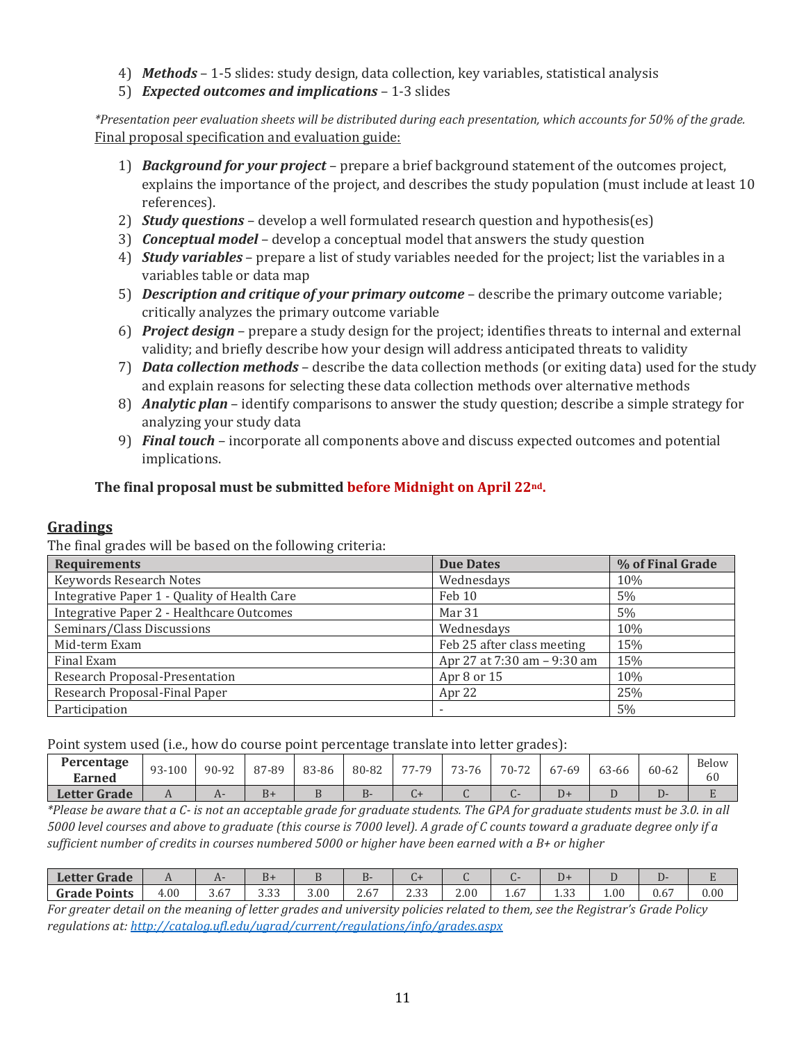4) ***Methods*** – 1-5 slides: study design, data collection, key variables, statistical analysis
5) ***Expected outcomes and implications*** – 1-3 slides

*\*Presentation peer evaluation sheets will be distributed during each presentation, which accounts for 50% of the grade.*

Final proposal specification and evaluation guide:

1) ***Background for your project*** – prepare a brief background statement of the outcomes project, explains the importance of the project, and describes the study population (must include at least 10 references).
2) ***Study questions*** – develop a well formulated research question and hypothesis(es)
3) ***Conceptual model*** – develop a conceptual model that answers the study question
4) ***Study variables*** – prepare a list of study variables needed for the project; list the variables in a variables table or data map
5) ***Description and critique of your primary outcome*** – describe the primary outcome variable; critically analyzes the primary outcome variable
6) ***Project design*** – prepare a study design for the project; identifies threats to internal and external validity; and briefly describe how your design will address anticipated threats to validity
7) ***Data collection methods*** – describe the data collection methods (or exiting data) used for the study and explain reasons for selecting these data collection methods over alternative methods
8) ***Analytic plan*** – identify comparisons to answer the study question; describe a simple strategy for analyzing your study data
9) ***Final touch*** – incorporate all components above and discuss expected outcomes and potential implications.

**The final proposal must be submitted before Midnight on April 22nd.**

## Gradings

The final grades will be based on the following criteria:

| Requirements | Due Dates | % of Final Grade |
|---|---|---|
| Keywords Research Notes | Wednesdays | 10% |
| Integrative Paper 1 - Quality of Health Care | Feb 10 | 5% |
| Integrative Paper 2 - Healthcare Outcomes | Mar 31 | 5% |
| Seminars/Class Discussions | Wednesdays | 10% |
| Mid-term Exam | Feb 25 after class meeting | 15% |
| Final Exam | Apr 27 at 7:30 am – 9:30 am | 15% |
| Research Proposal-Presentation | Apr 8 or 15 | 10% |
| Research Proposal-Final Paper | Apr 22 | 25% |
| Participation | - | 5% |

Point system used (i.e., how do course point percentage translate into letter grades):

| Percentage Earned | 93-100 | 90-92 | 87-89 | 83-86 | 80-82 | 77-79 | 73-76 | 70-72 | 67-69 | 63-66 | 60-62 | Below 60 |
|---|---|---|---|---|---|---|---|---|---|---|---|---|
| Letter Grade | A | A- | B+ | B | B- | C+ | C | C- | D+ | D | D- | E |

*\*Please be aware that a C- is not an acceptable grade for graduate students. The GPA for graduate students must be 3.0. in all 5000 level courses and above to graduate (this course is 7000 level). A grade of C counts toward a graduate degree only if a sufficient number of credits in courses numbered 5000 or higher have been earned with a B+ or higher*

| Letter Grade | A | A- | B+ | B | B- | C+ | C | C- | D+ | D | D- | E |
|---|---|---|---|---|---|---|---|---|---|---|---|---|
| Grade Points | 4.00 | 3.67 | 3.33 | 3.00 | 2.67 | 2.33 | 2.00 | 1.67 | 1.33 | 1.00 | 0.67 | 0.00 |

*For greater detail on the meaning of letter grades and university policies related to them, see the Registrar's Grade Policy regulations at: [http://catalog.ufl.edu/ugrad/current/regulations/info/grades.aspx](http://catalog.ufl.edu/ugrad/current/regulations/info/grades.aspx)*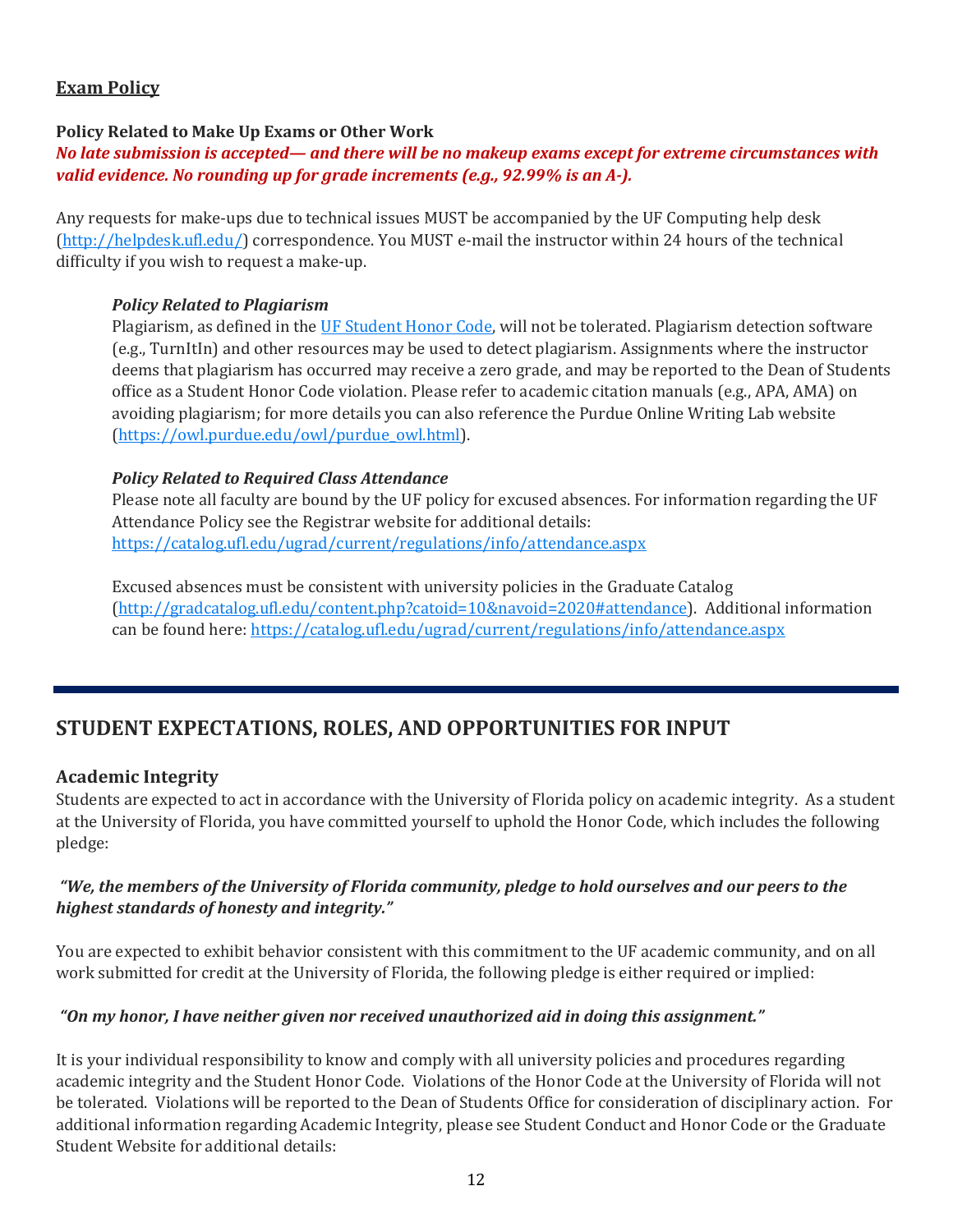## Exam Policy

### Policy Related to Make Up Exams or Other Work

***No late submission is accepted— and there will be no makeup exams except for extreme circumstances with valid evidence. No rounding up for grade increments (e.g., 92.99% is an A-).***

Any requests for make-ups due to technical issues MUST be accompanied by the UF Computing help desk (http://helpdesk.ufl.edu/) correspondence. You MUST e-mail the instructor within 24 hours of the technical difficulty if you wish to request a make-up.

#### *Policy Related to Plagiarism*

Plagiarism, as defined in the UF Student Honor Code, will not be tolerated. Plagiarism detection software (e.g., TurnItIn) and other resources may be used to detect plagiarism. Assignments where the instructor deems that plagiarism has occurred may receive a zero grade, and may be reported to the Dean of Students office as a Student Honor Code violation. Please refer to academic citation manuals (e.g., APA, AMA) on avoiding plagiarism; for more details you can also reference the Purdue Online Writing Lab website (https://owl.purdue.edu/owl/purdue_owl.html).

#### *Policy Related to Required Class Attendance*

Please note all faculty are bound by the UF policy for excused absences. For information regarding the UF Attendance Policy see the Registrar website for additional details: https://catalog.ufl.edu/ugrad/current/regulations/info/attendance.aspx

Excused absences must be consistent with university policies in the Graduate Catalog (http://gradcatalog.ufl.edu/content.php?catoid=10&navoid=2020#attendance). Additional information can be found here: https://catalog.ufl.edu/ugrad/current/regulations/info/attendance.aspx

---

# STUDENT EXPECTATIONS, ROLES, AND OPPORTUNITIES FOR INPUT

## Academic Integrity

Students are expected to act in accordance with the University of Florida policy on academic integrity. As a student at the University of Florida, you have committed yourself to uphold the Honor Code, which includes the following pledge:

***"We, the members of the University of Florida community, pledge to hold ourselves and our peers to the highest standards of honesty and integrity."***

You are expected to exhibit behavior consistent with this commitment to the UF academic community, and on all work submitted for credit at the University of Florida, the following pledge is either required or implied:

***"On my honor, I have neither given nor received unauthorized aid in doing this assignment."***

It is your individual responsibility to know and comply with all university policies and procedures regarding academic integrity and the Student Honor Code. Violations of the Honor Code at the University of Florida will not be tolerated. Violations will be reported to the Dean of Students Office for consideration of disciplinary action. For additional information regarding Academic Integrity, please see Student Conduct and Honor Code or the Graduate Student Website for additional details: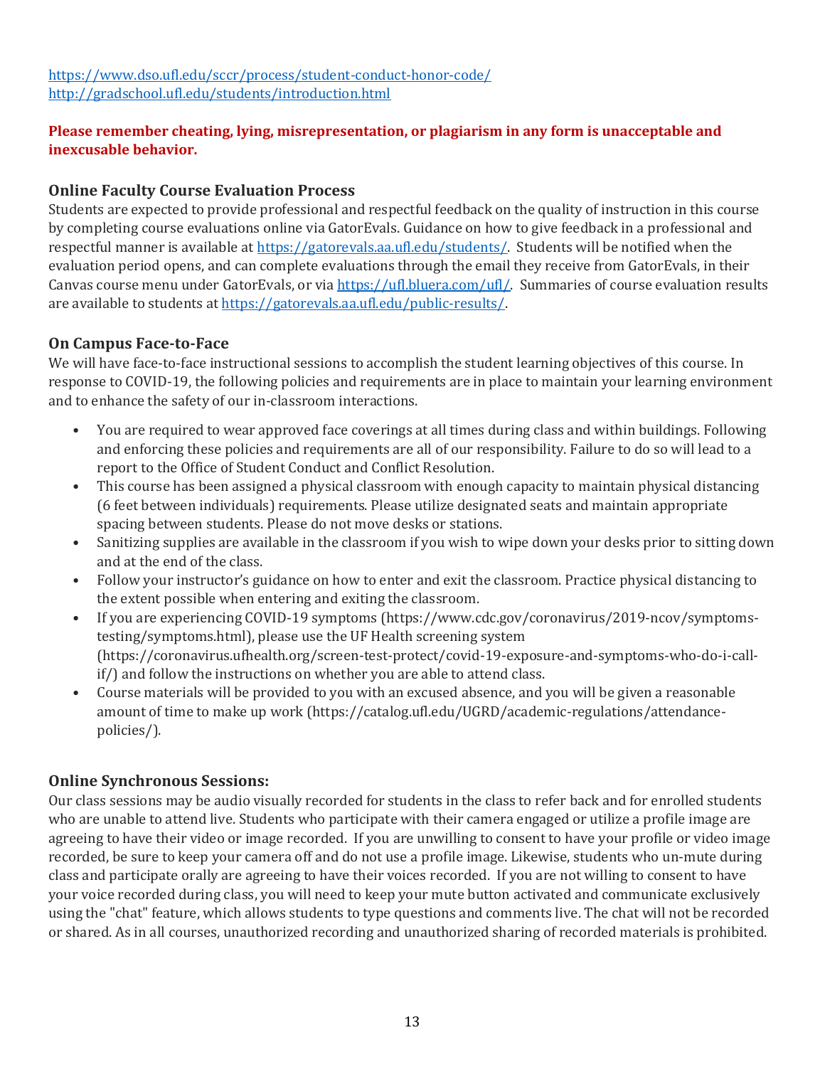https://www.dso.ufl.edu/sccr/process/student-conduct-honor-code/
http://gradschool.ufl.edu/students/introduction.html

**Please remember cheating, lying, misrepresentation, or plagiarism in any form is unacceptable and inexcusable behavior.**

## Online Faculty Course Evaluation Process

Students are expected to provide professional and respectful feedback on the quality of instruction in this course by completing course evaluations online via GatorEvals. Guidance on how to give feedback in a professional and respectful manner is available at https://gatorevals.aa.ufl.edu/students/. Students will be notified when the evaluation period opens, and can complete evaluations through the email they receive from GatorEvals, in their Canvas course menu under GatorEvals, or via https://ufl.bluera.com/ufl/. Summaries of course evaluation results are available to students at https://gatorevals.aa.ufl.edu/public-results/.

## On Campus Face-to-Face

We will have face-to-face instructional sessions to accomplish the student learning objectives of this course. In response to COVID-19, the following policies and requirements are in place to maintain your learning environment and to enhance the safety of our in-classroom interactions.

- You are required to wear approved face coverings at all times during class and within buildings. Following and enforcing these policies and requirements are all of our responsibility. Failure to do so will lead to a report to the Office of Student Conduct and Conflict Resolution.
- This course has been assigned a physical classroom with enough capacity to maintain physical distancing (6 feet between individuals) requirements. Please utilize designated seats and maintain appropriate spacing between students. Please do not move desks or stations.
- Sanitizing supplies are available in the classroom if you wish to wipe down your desks prior to sitting down and at the end of the class.
- Follow your instructor's guidance on how to enter and exit the classroom. Practice physical distancing to the extent possible when entering and exiting the classroom.
- If you are experiencing COVID-19 symptoms (https://www.cdc.gov/coronavirus/2019-ncov/symptoms-testing/symptoms.html), please use the UF Health screening system (https://coronavirus.ufhealth.org/screen-test-protect/covid-19-exposure-and-symptoms-who-do-i-call-if/) and follow the instructions on whether you are able to attend class.
- Course materials will be provided to you with an excused absence, and you will be given a reasonable amount of time to make up work (https://catalog.ufl.edu/UGRD/academic-regulations/attendance-policies/).

## Online Synchronous Sessions:

Our class sessions may be audio visually recorded for students in the class to refer back and for enrolled students who are unable to attend live. Students who participate with their camera engaged or utilize a profile image are agreeing to have their video or image recorded. If you are unwilling to consent to have your profile or video image recorded, be sure to keep your camera off and do not use a profile image. Likewise, students who un-mute during class and participate orally are agreeing to have their voices recorded. If you are not willing to consent to have your voice recorded during class, you will need to keep your mute button activated and communicate exclusively using the "chat" feature, which allows students to type questions and comments live. The chat will not be recorded or shared. As in all courses, unauthorized recording and unauthorized sharing of recorded materials is prohibited.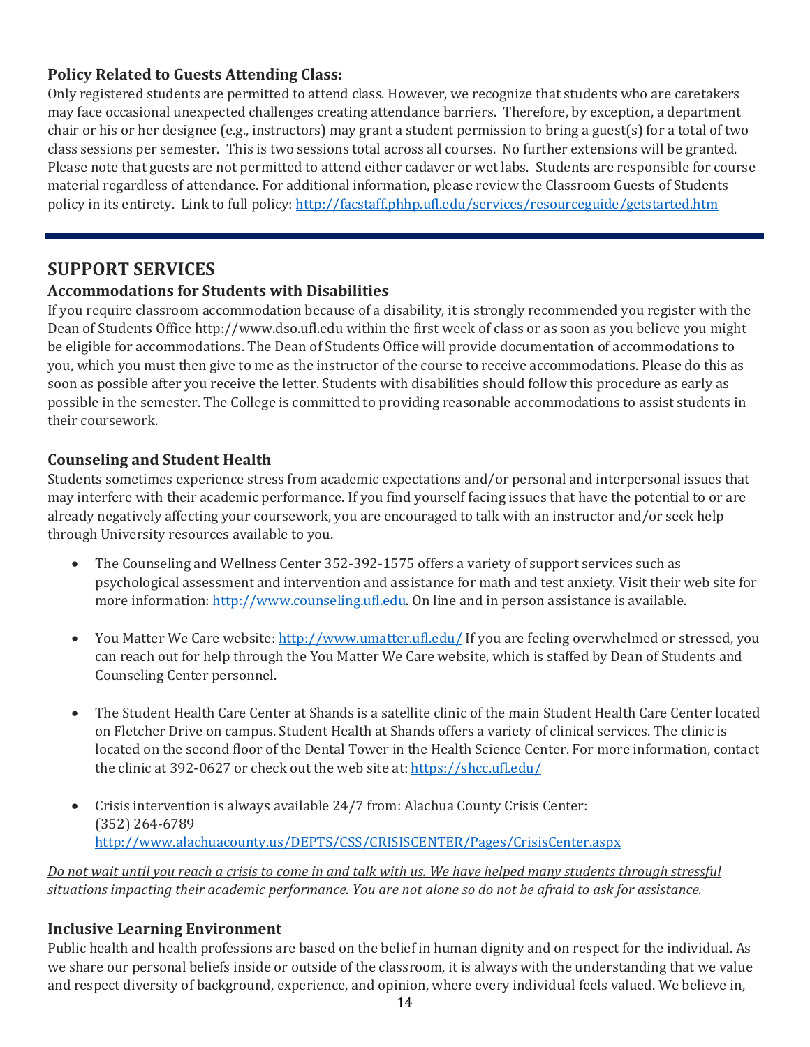### Policy Related to Guests Attending Class:

Only registered students are permitted to attend class. However, we recognize that students who are caretakers may face occasional unexpected challenges creating attendance barriers. Therefore, by exception, a department chair or his or her designee (e.g., instructors) may grant a student permission to bring a guest(s) for a total of two class sessions per semester. This is two sessions total across all courses. No further extensions will be granted. Please note that guests are not permitted to attend either cadaver or wet labs. Students are responsible for course material regardless of attendance. For additional information, please review the Classroom Guests of Students policy in its entirety. Link to full policy: http://facstaff.phhp.ufl.edu/services/resourceguide/getstarted.htm

---

## SUPPORT SERVICES

### Accommodations for Students with Disabilities

If you require classroom accommodation because of a disability, it is strongly recommended you register with the Dean of Students Office http://www.dso.ufl.edu within the first week of class or as soon as you believe you might be eligible for accommodations. The Dean of Students Office will provide documentation of accommodations to you, which you must then give to me as the instructor of the course to receive accommodations. Please do this as soon as possible after you receive the letter. Students with disabilities should follow this procedure as early as possible in the semester. The College is committed to providing reasonable accommodations to assist students in their coursework.

### Counseling and Student Health

Students sometimes experience stress from academic expectations and/or personal and interpersonal issues that may interfere with their academic performance. If you find yourself facing issues that have the potential to or are already negatively affecting your coursework, you are encouraged to talk with an instructor and/or seek help through University resources available to you.

- The Counseling and Wellness Center 352-392-1575 offers a variety of support services such as psychological assessment and intervention and assistance for math and test anxiety. Visit their web site for more information: http://www.counseling.ufl.edu. On line and in person assistance is available.

- You Matter We Care website: http://www.umatter.ufl.edu/ If you are feeling overwhelmed or stressed, you can reach out for help through the You Matter We Care website, which is staffed by Dean of Students and Counseling Center personnel.

- The Student Health Care Center at Shands is a satellite clinic of the main Student Health Care Center located on Fletcher Drive on campus. Student Health at Shands offers a variety of clinical services. The clinic is located on the second floor of the Dental Tower in the Health Science Center. For more information, contact the clinic at 392-0627 or check out the web site at: https://shcc.ufl.edu/

- Crisis intervention is always available 24/7 from: Alachua County Crisis Center:
  (352) 264-6789
  http://www.alachuacounty.us/DEPTS/CSS/CRISISCENTER/Pages/CrisisCenter.aspx

*Do not wait until you reach a crisis to come in and talk with us. We have helped many students through stressful situations impacting their academic performance. You are not alone so do not be afraid to ask for assistance.*

### Inclusive Learning Environment

Public health and health professions are based on the belief in human dignity and on respect for the individual. As we share our personal beliefs inside or outside of the classroom, it is always with the understanding that we value and respect diversity of background, experience, and opinion, where every individual feels valued. We believe in,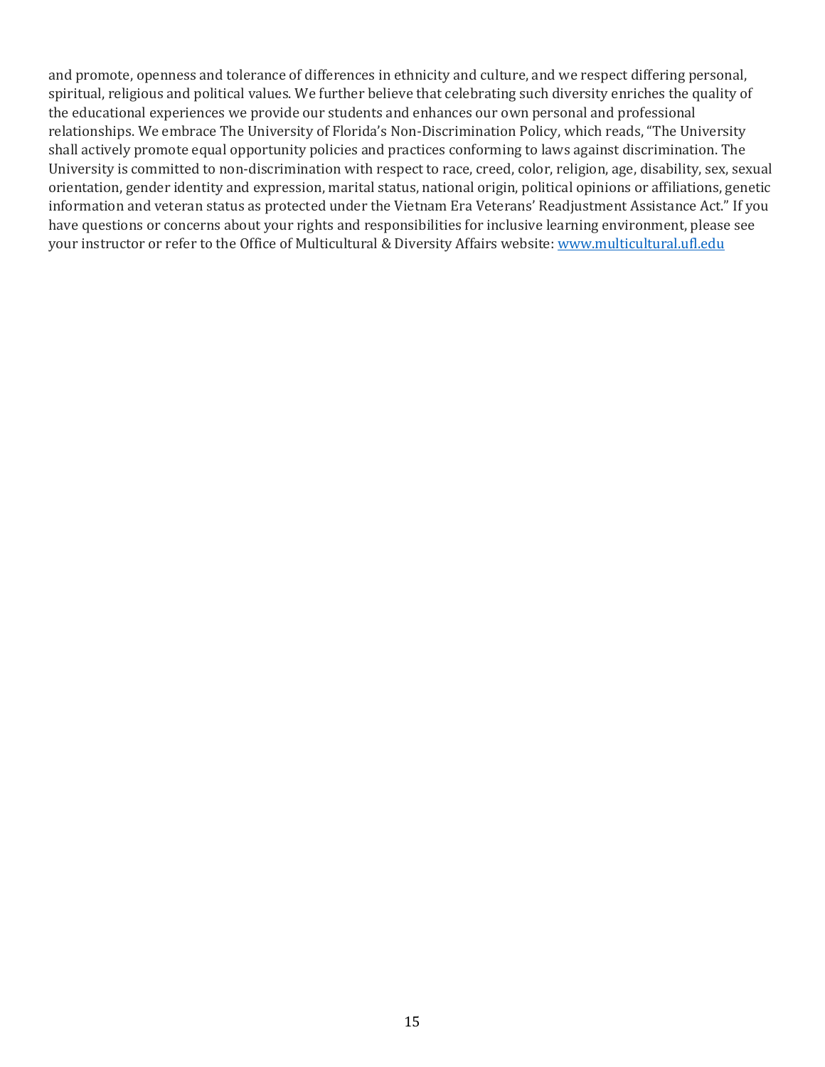and promote, openness and tolerance of differences in ethnicity and culture, and we respect differing personal, spiritual, religious and political values. We further believe that celebrating such diversity enriches the quality of the educational experiences we provide our students and enhances our own personal and professional relationships. We embrace The University of Florida's Non-Discrimination Policy, which reads, "The University shall actively promote equal opportunity policies and practices conforming to laws against discrimination. The University is committed to non-discrimination with respect to race, creed, color, religion, age, disability, sex, sexual orientation, gender identity and expression, marital status, national origin, political opinions or affiliations, genetic information and veteran status as protected under the Vietnam Era Veterans' Readjustment Assistance Act." If you have questions or concerns about your rights and responsibilities for inclusive learning environment, please see your instructor or refer to the Office of Multicultural & Diversity Affairs website: [www.multicultural.ufl.edu](http://www.multicultural.ufl.edu)